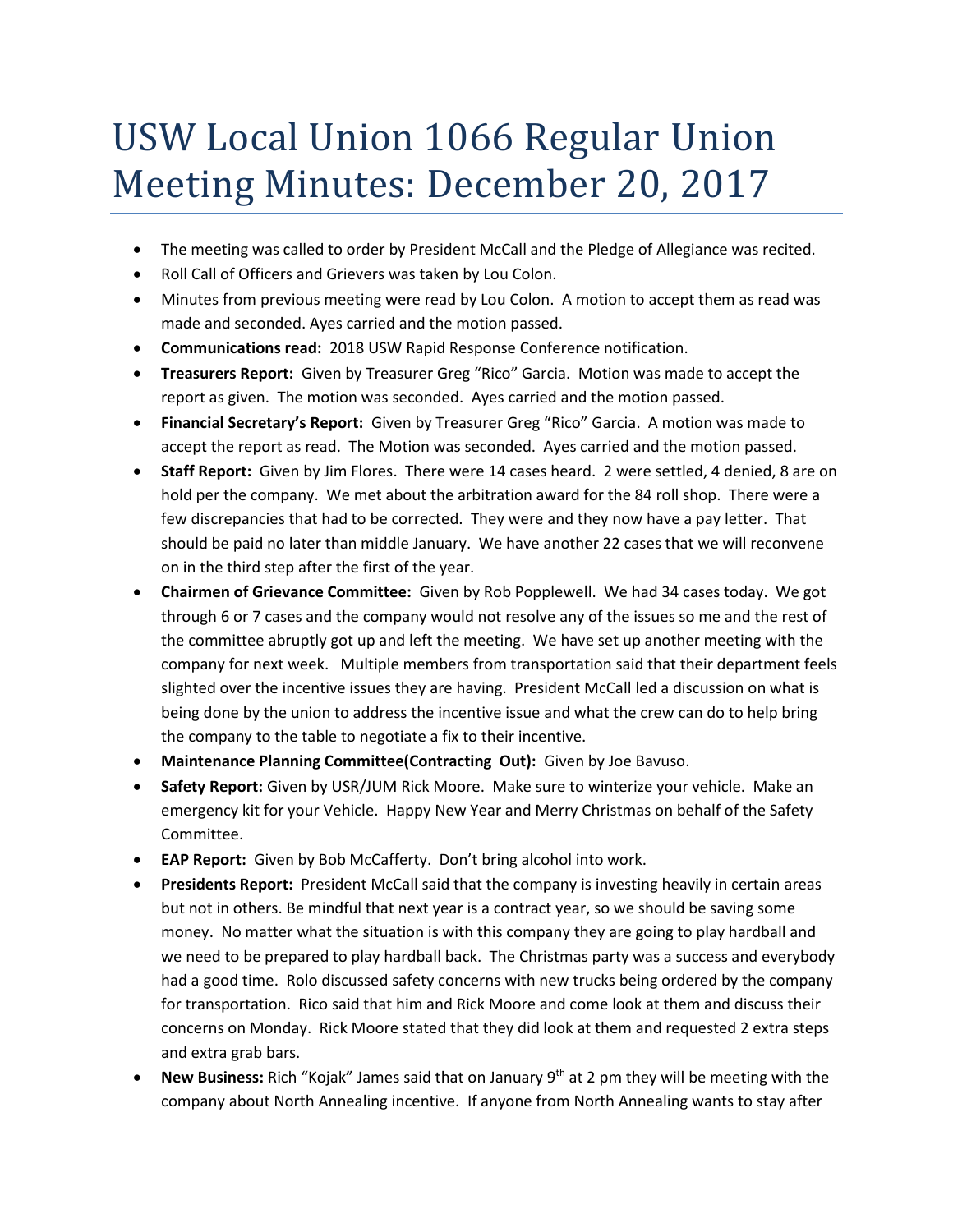# USW Local Union 1066 Regular Union Meeting Minutes: December 20, 2017

- The meeting was called to order by President McCall and the Pledge of Allegiance was recited.
- Roll Call of Officers and Grievers was taken by Lou Colon.
- Minutes from previous meeting were read by Lou Colon. A motion to accept them as read was made and seconded. Ayes carried and the motion passed.
- **Communications read:** 2018 USW Rapid Response Conference notification.
- **Treasurers Report:** Given by Treasurer Greg "Rico" Garcia. Motion was made to accept the report as given. The motion was seconded. Ayes carried and the motion passed.
- **Financial Secretary's Report:** Given by Treasurer Greg "Rico" Garcia. A motion was made to accept the report as read. The Motion was seconded. Ayes carried and the motion passed.
- **Staff Report:** Given by Jim Flores. There were 14 cases heard. 2 were settled, 4 denied, 8 are on hold per the company. We met about the arbitration award for the 84 roll shop. There were a few discrepancies that had to be corrected. They were and they now have a pay letter. That should be paid no later than middle January. We have another 22 cases that we will reconvene on in the third step after the first of the year.
- **Chairmen of Grievance Committee:** Given by Rob Popplewell. We had 34 cases today. We got through 6 or 7 cases and the company would not resolve any of the issues so me and the rest of the committee abruptly got up and left the meeting. We have set up another meeting with the company for next week. Multiple members from transportation said that their department feels slighted over the incentive issues they are having. President McCall led a discussion on what is being done by the union to address the incentive issue and what the crew can do to help bring the company to the table to negotiate a fix to their incentive.
- **Maintenance Planning Committee(Contracting Out):** Given by Joe Bavuso.
- **Safety Report:** Given by USR/JUM Rick Moore. Make sure to winterize your vehicle. Make an emergency kit for your Vehicle. Happy New Year and Merry Christmas on behalf of the Safety Committee.
- **EAP Report:** Given by Bob McCafferty. Don't bring alcohol into work.
- **Presidents Report:** President McCall said that the company is investing heavily in certain areas but not in others. Be mindful that next year is a contract year, so we should be saving some money. No matter what the situation is with this company they are going to play hardball and we need to be prepared to play hardball back. The Christmas party was a success and everybody had a good time. Rolo discussed safety concerns with new trucks being ordered by the company for transportation. Rico said that him and Rick Moore and come look at them and discuss their concerns on Monday. Rick Moore stated that they did look at them and requested 2 extra steps and extra grab bars.
- **New Business:** Rich "Kojak" James said that on January 9th at 2 pm they will be meeting with the company about North Annealing incentive. If anyone from North Annealing wants to stay after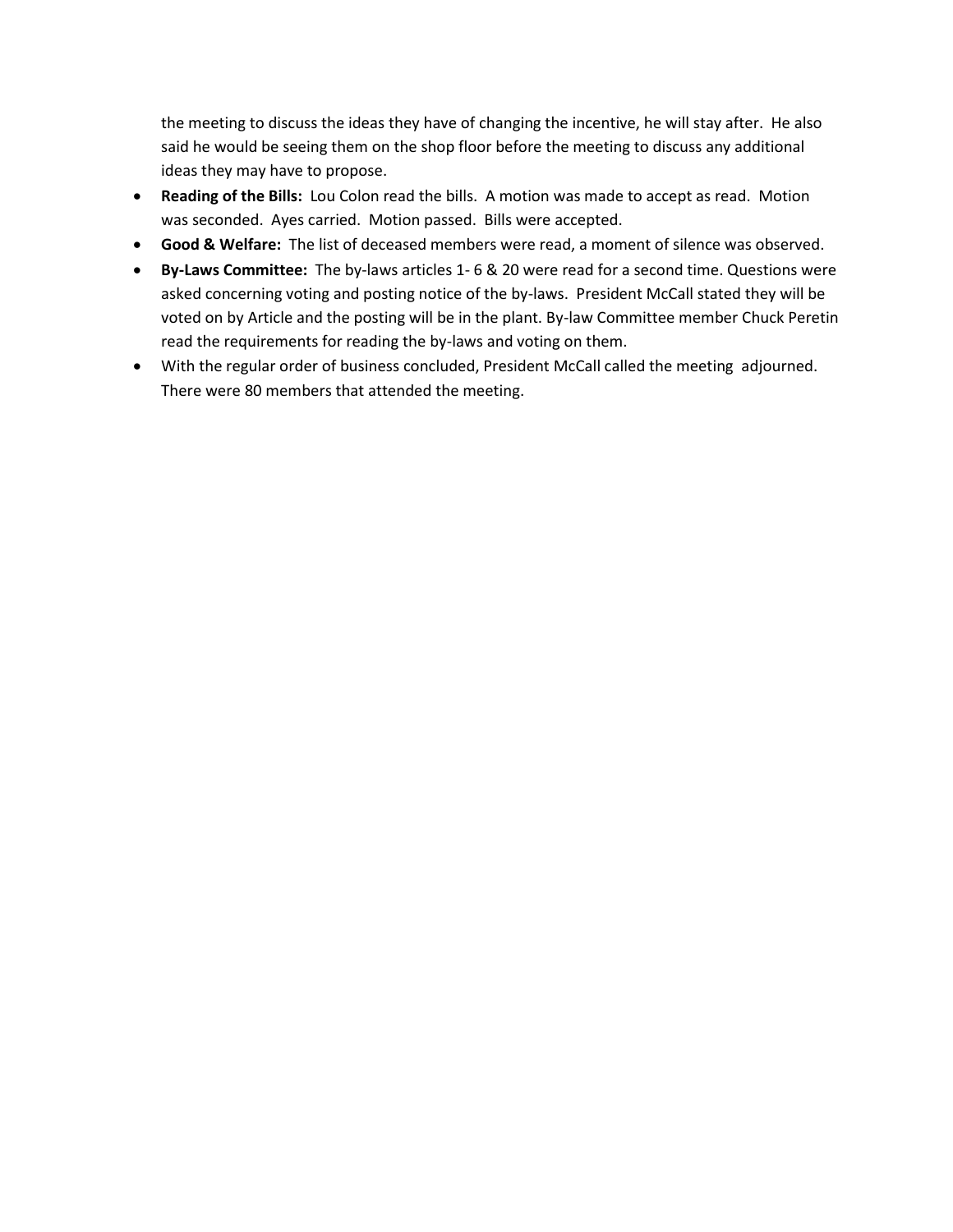the meeting to discuss the ideas they have of changing the incentive, he will stay after. He also said he would be seeing them on the shop floor before the meeting to discuss any additional ideas they may have to propose.

- **Reading of the Bills:** Lou Colon read the bills. A motion was made to accept as read. Motion was seconded. Ayes carried. Motion passed. Bills were accepted.
- **Good & Welfare:** The list of deceased members were read, a moment of silence was observed.
- **By-Laws Committee:** The by-laws articles 1- 6 & 20 were read for a second time. Questions were asked concerning voting and posting notice of the by-laws. President McCall stated they will be voted on by Article and the posting will be in the plant. By-law Committee member Chuck Peretin read the requirements for reading the by-laws and voting on them.
- With the regular order of business concluded, President McCall called the meeting adjourned. There were 80 members that attended the meeting.